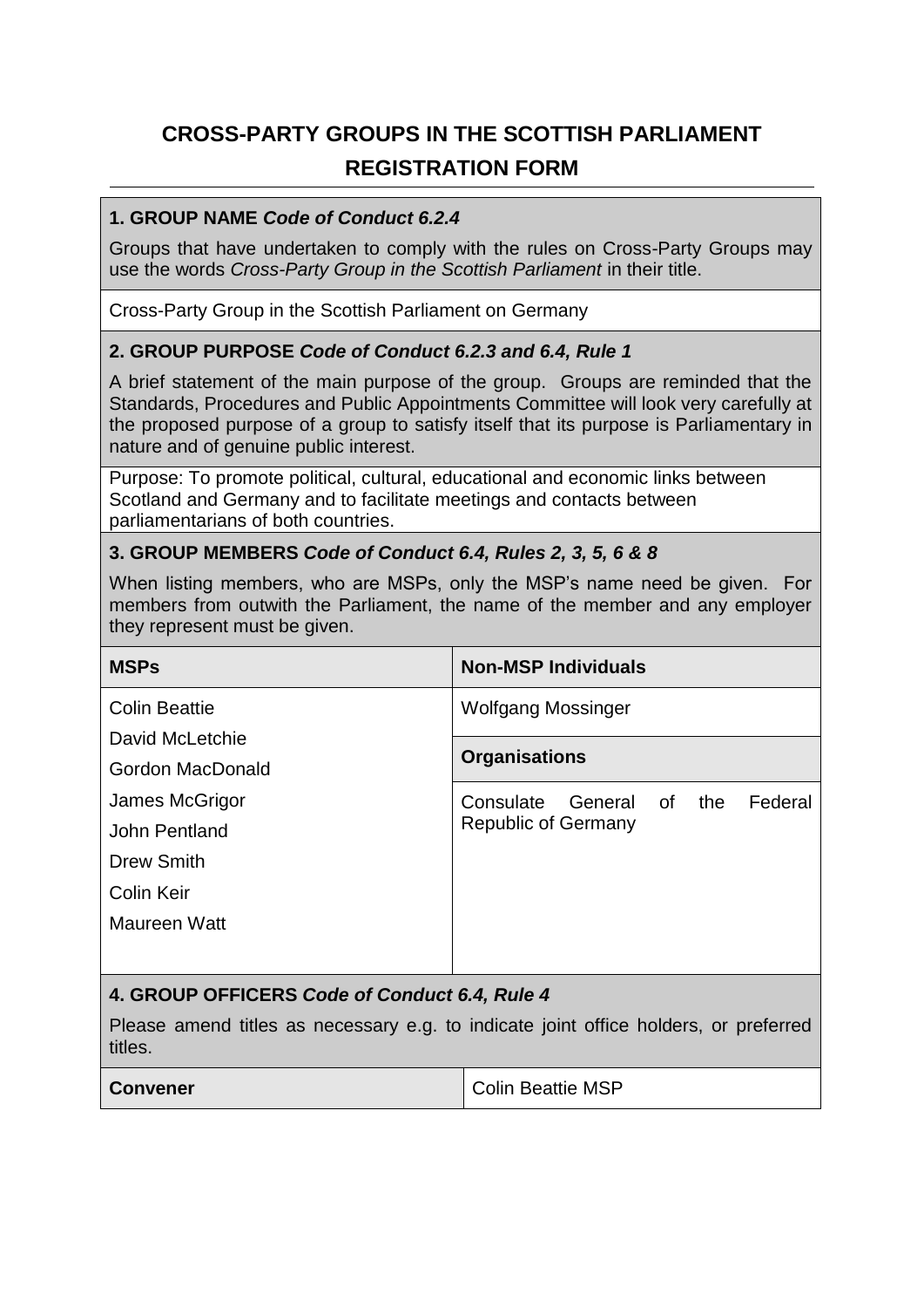# CROSS-PARTY GROUPS IN THE SCOTTISH PARLIAMENT

# REGISTRATION FORM

## 1. GROUP NAME *Code of Conduct 6.2.4*

Groups that have undertaken to comply with the rules on Cross-Party Groups may use the words *Cross-Party Group in the Scottish Parliament* in their title.

Cross-Party Group in the Scottish Parliament on Germany

## 2. GROUP PURPOSE *Code of Conduct 6.2.3 and 6.4, Rule 1*

A brief statement of the main purpose of the group. Groups are reminded that the Standards, Procedures and Public Appointments Committee will look very carefully at the proposed purpose of a group to satisfy itself that its purpose is Parliamentary in nature and of genuine public interest.

Purpose: To promote political, cultural, educational and economic links between Scotland and Germany and to facilitate meetings and contacts between parliamentarians of both countries.

## 3. GROUP MEMBERS *Code of Conduct 6.4, Rules 2, 3, 5, 6 & 8*

When listing members, who are MSPs, only the MSP's name need be given. For members from outwith the Parliament, the name of the member and any employer they represent must be given.

| MSPs | Non-MSP Individuals |
|---|---|
| Colin Beattie<br>David McLetchie<br>Gordon MacDonald<br>James McGrigor<br>John Pentland<br>Drew Smith<br>Colin Keir<br>Maureen Watt | Wolfgang Mossinger<br><br>**Organisations**<br><br>Consulate General of the Federal Republic of Germany |

## 4. GROUP OFFICERS *Code of Conduct 6.4, Rule 4*

Please amend titles as necessary e.g. to indicate joint office holders, or preferred titles.

| Convener | Colin Beattie MSP |
|---|---|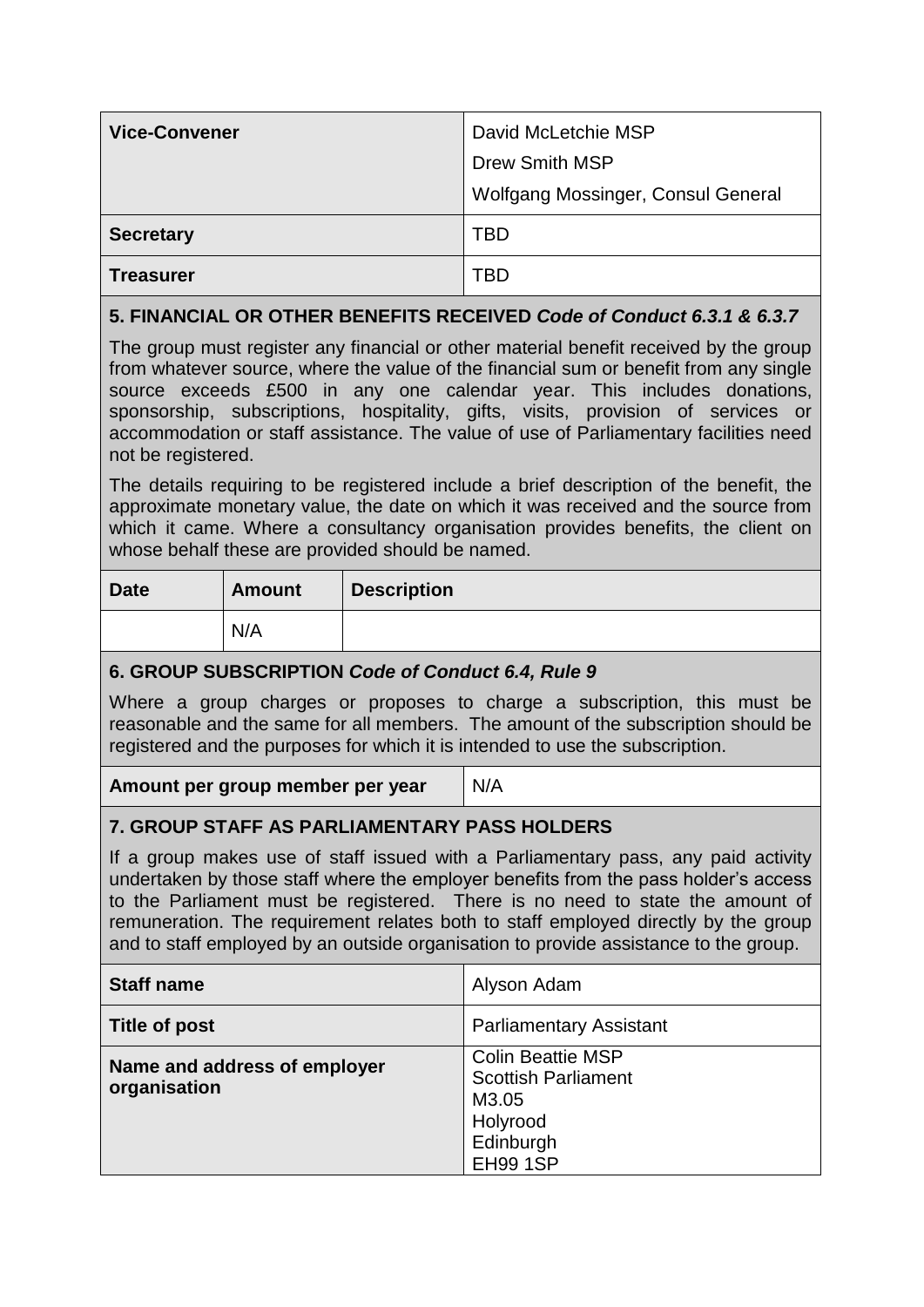| **Vice-Convener** | David McLetchie MSP<br>Drew Smith MSP<br>Wolfgang Mossinger, Consul General |
|---|---|
| **Secretary** | TBD |
| **Treasurer** | TBD |

### 5. FINANCIAL OR OTHER BENEFITS RECEIVED *Code of Conduct 6.3.1 & 6.3.7*

The group must register any financial or other material benefit received by the group from whatever source, where the value of the financial sum or benefit from any single source exceeds £500 in any one calendar year. This includes donations, sponsorship, subscriptions, hospitality, gifts, visits, provision of services or accommodation or staff assistance. The value of use of Parliamentary facilities need not be registered.

The details requiring to be registered include a brief description of the benefit, the approximate monetary value, the date on which it was received and the source from which it came. Where a consultancy organisation provides benefits, the client on whose behalf these are provided should be named.

| Date | Amount | Description |
|---|---|---|
| | N/A | |

### 6. GROUP SUBSCRIPTION *Code of Conduct 6.4, Rule 9*

Where a group charges or proposes to charge a subscription, this must be reasonable and the same for all members. The amount of the subscription should be registered and the purposes for which it is intended to use the subscription.

| **Amount per group member per year** | N/A |
|---|---|

### 7. GROUP STAFF AS PARLIAMENTARY PASS HOLDERS

If a group makes use of staff issued with a Parliamentary pass, any paid activity undertaken by those staff where the employer benefits from the pass holder's access to the Parliament must be registered. There is no need to state the amount of remuneration. The requirement relates both to staff employed directly by the group and to staff employed by an outside organisation to provide assistance to the group.

| **Staff name** | Alyson Adam |
|---|---|
| **Title of post** | Parliamentary Assistant |
| **Name and address of employer organisation** | Colin Beattie MSP<br>Scottish Parliament<br>M3.05<br>Holyrood<br>Edinburgh<br>EH99 1SP |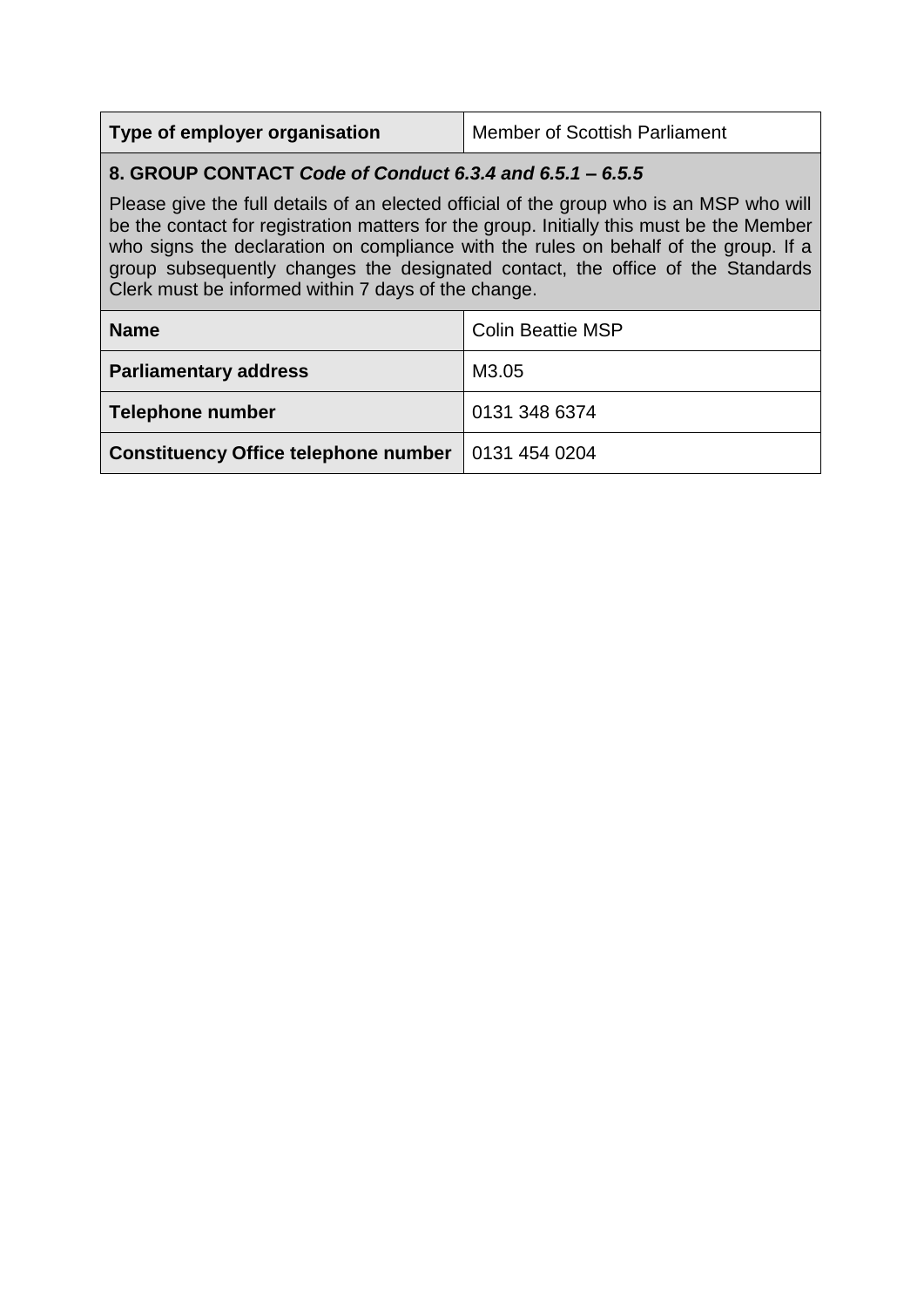| | |
|---|---|
| **Type of employer organisation** | Member of Scottish Parliament |

**8. GROUP CONTACT *Code of Conduct 6.3.4 and 6.5.1 – 6.5.5***

Please give the full details of an elected official of the group who is an MSP who will be the contact for registration matters for the group. Initially this must be the Member who signs the declaration on compliance with the rules on behalf of the group. If a group subsequently changes the designated contact, the office of the Standards Clerk must be informed within 7 days of the change.

| | |
|---|---|
| **Name** | Colin Beattie MSP |
| **Parliamentary address** | M3.05 |
| **Telephone number** | 0131 348 6374 |
| **Constituency Office telephone number** | 0131 454 0204 |